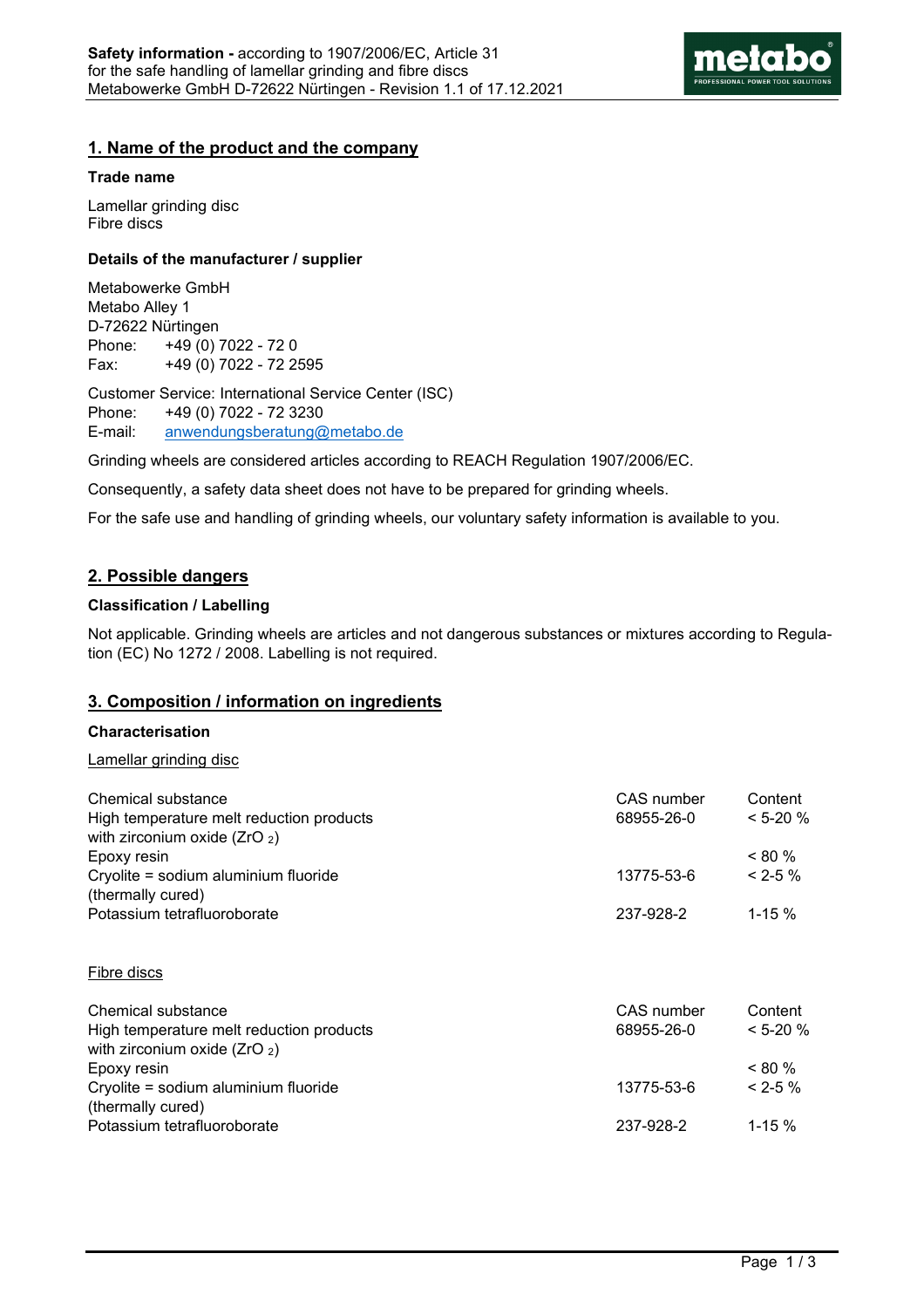## 1. Name of the product and the company

**Trade name**

Lamellar grinding disc
Fibre discs

**Details of the manufacturer / supplier**

Metabowerke GmbH
Metabo Alley 1
D-72622 Nürtingen
Phone: +49 (0) 7022 - 72 0
Fax: +49 (0) 7022 - 72 2595

Customer Service: International Service Center (ISC)
Phone: +49 (0) 7022 - 72 3230
E-mail: anwendungsberatung@metabo.de

Grinding wheels are considered articles according to REACH Regulation 1907/2006/EC.

Consequently, a safety data sheet does not have to be prepared for grinding wheels.

For the safe use and handling of grinding wheels, our voluntary safety information is available to you.

## 2. Possible dangers

**Classification / Labelling**

Not applicable. Grinding wheels are articles and not dangerous substances or mixtures according to Regulation (EC) No 1272 / 2008. Labelling is not required.

## 3. Composition / information on ingredients

**Characterisation**

Lamellar grinding disc

| Chemical substance | CAS number | Content |
|---|---|---|
| High temperature melt reduction products with zirconium oxide ($ZrO_2$) | 68955-26-0 | < 5-20 % |
| Epoxy resin | | < 80 % |
| Cryolite = sodium aluminium fluoride (thermally cured) | 13775-53-6 | < 2-5 % |
| Potassium tetrafluoroborate | 237-928-2 | 1-15 % |

Fibre discs

| Chemical substance | CAS number | Content |
|---|---|---|
| High temperature melt reduction products with zirconium oxide ($ZrO_2$) | 68955-26-0 | < 5-20 % |
| Epoxy resin | | < 80 % |
| Cryolite = sodium aluminium fluoride (thermally cured) | 13775-53-6 | < 2-5 % |
| Potassium tetrafluoroborate | 237-928-2 | 1-15 % |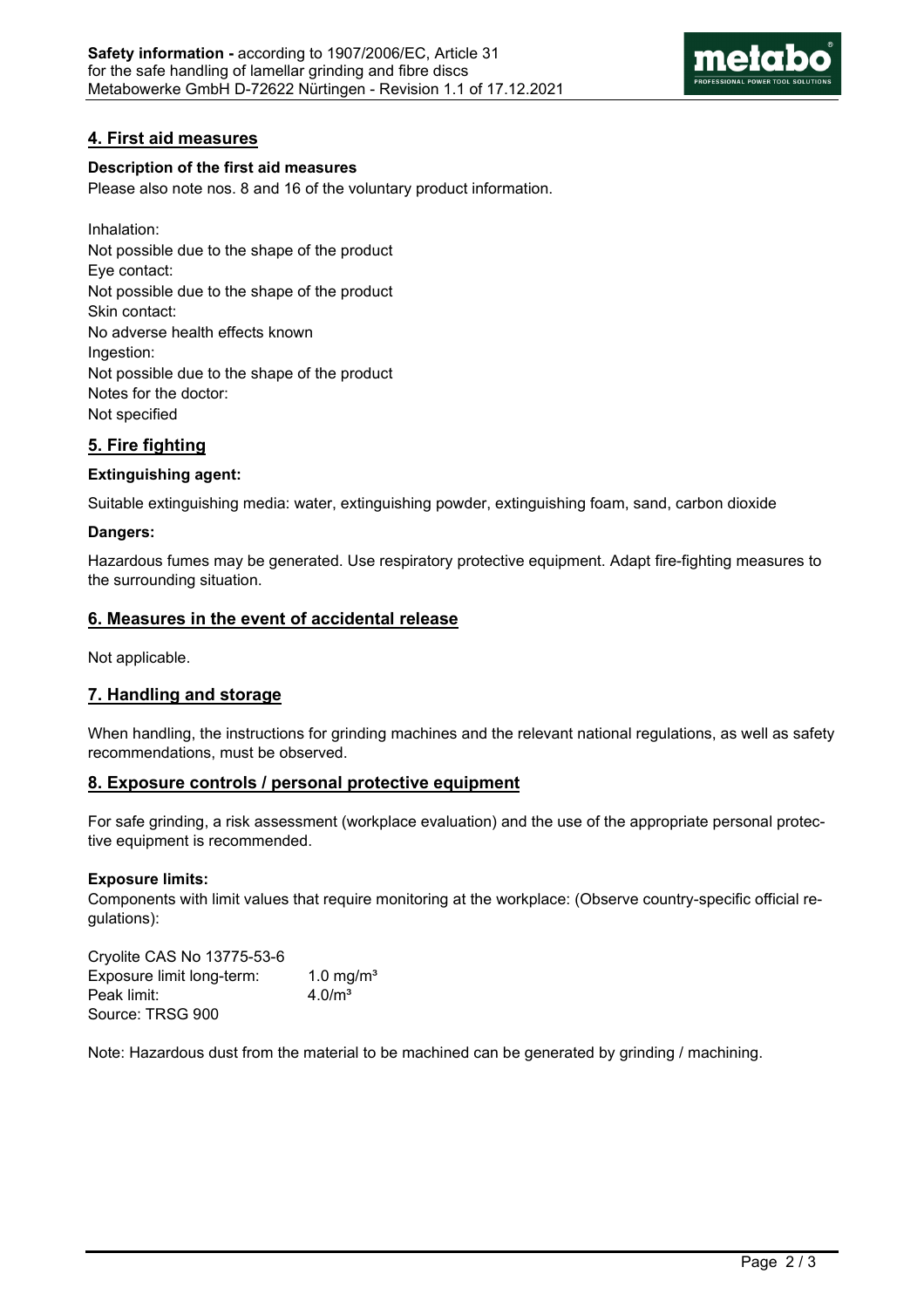## 4. First aid measures

**Description of the first aid measures**

Please also note nos. 8 and 16 of the voluntary product information.

Inhalation:
Not possible due to the shape of the product
Eye contact:
Not possible due to the shape of the product
Skin contact:
No adverse health effects known
Ingestion:
Not possible due to the shape of the product
Notes for the doctor:
Not specified

## 5. Fire fighting

**Extinguishing agent:**

Suitable extinguishing media: water, extinguishing powder, extinguishing foam, sand, carbon dioxide

**Dangers:**

Hazardous fumes may be generated. Use respiratory protective equipment. Adapt fire-fighting measures to the surrounding situation.

## 6. Measures in the event of accidental release

Not applicable.

## 7. Handling and storage

When handling, the instructions for grinding machines and the relevant national regulations, as well as safety recommendations, must be observed.

## 8. Exposure controls / personal protective equipment

For safe grinding, a risk assessment (workplace evaluation) and the use of the appropriate personal protective equipment is recommended.

**Exposure limits:**

Components with limit values that require monitoring at the workplace: (Observe country-specific official regulations):

Cryolite CAS No 13775-53-6
Exposure limit long-term: 1.0 mg/m³
Peak limit: 4.0/m³
Source: TRSG 900

Note: Hazardous dust from the material to be machined can be generated by grinding / machining.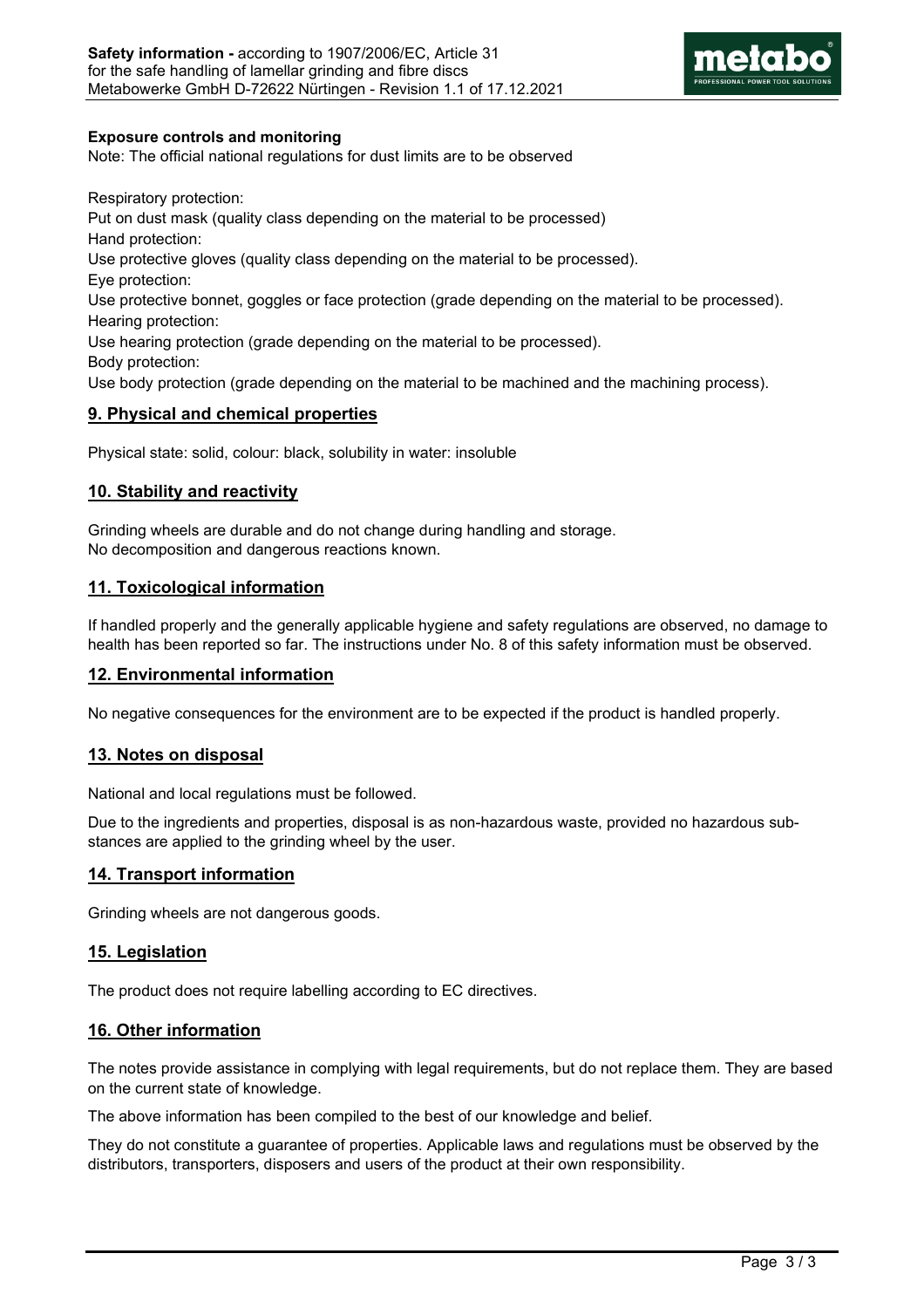**Exposure controls and monitoring**

Note: The official national regulations for dust limits are to be observed

Respiratory protection:
Put on dust mask (quality class depending on the material to be processed)
Hand protection:
Use protective gloves (quality class depending on the material to be processed).
Eye protection:
Use protective bonnet, goggles or face protection (grade depending on the material to be processed).
Hearing protection:
Use hearing protection (grade depending on the material to be processed).
Body protection:
Use body protection (grade depending on the material to be machined and the machining process).

## 9. Physical and chemical properties

Physical state: solid, colour: black, solubility in water: insoluble

## 10. Stability and reactivity

Grinding wheels are durable and do not change during handling and storage.
No decomposition and dangerous reactions known.

## 11. Toxicological information

If handled properly and the generally applicable hygiene and safety regulations are observed, no damage to health has been reported so far. The instructions under No. 8 of this safety information must be observed.

## 12. Environmental information

No negative consequences for the environment are to be expected if the product is handled properly.

## 13. Notes on disposal

National and local regulations must be followed.

Due to the ingredients and properties, disposal is as non-hazardous waste, provided no hazardous substances are applied to the grinding wheel by the user.

## 14. Transport information

Grinding wheels are not dangerous goods.

## 15. Legislation

The product does not require labelling according to EC directives.

## 16. Other information

The notes provide assistance in complying with legal requirements, but do not replace them. They are based on the current state of knowledge.

The above information has been compiled to the best of our knowledge and belief.

They do not constitute a guarantee of properties. Applicable laws and regulations must be observed by the distributors, transporters, disposers and users of the product at their own responsibility.